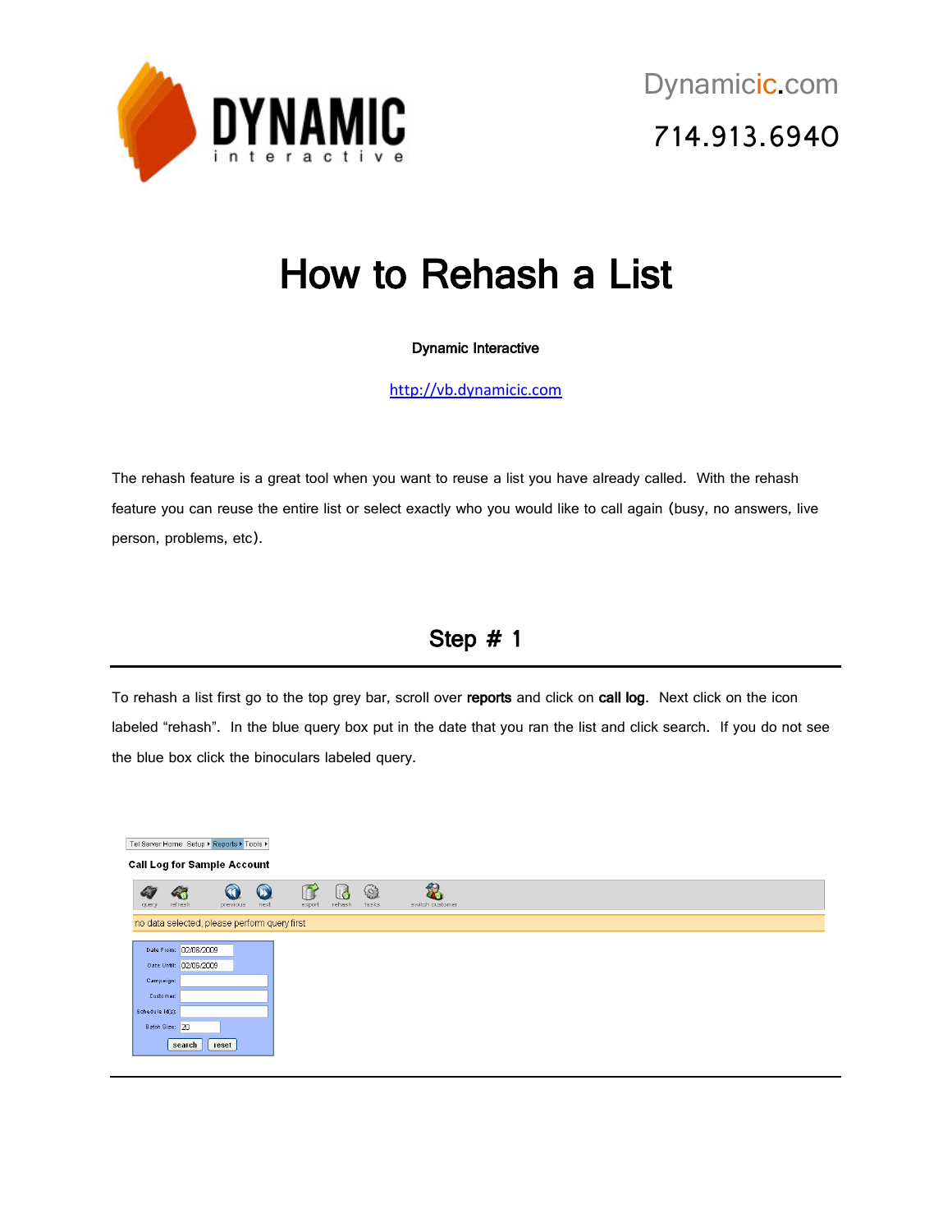Dynamicic.com

714.913.6940

# How to Rehash a List

**Dynamic Interactive**

http://vb.dynamicic.com

The rehash feature is a great tool when you want to reuse a list you have already called. With the rehash feature you can reuse the entire list or select exactly who you would like to call again (busy, no answers, live person, problems, etc).

## Step # 1

To rehash a list first go to the top grey bar, scroll over **reports** and click on **call log**. Next click on the icon labeled "rehash". In the blue query box put in the date that you ran the list and click search. If you do not see the blue box click the binoculars labeled query.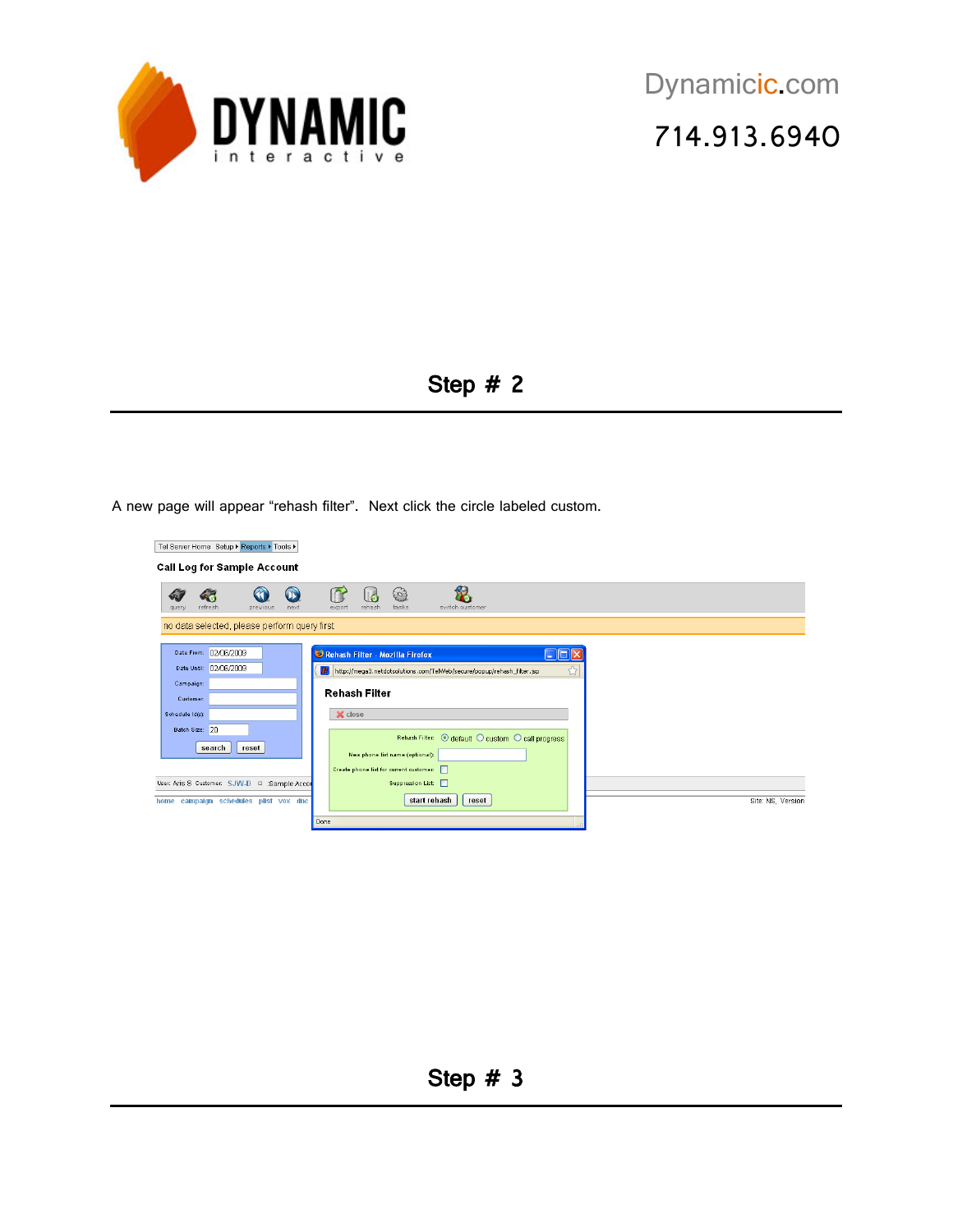Dynamicic.com

714.913.6940

## Step # 2

A new page will appear "rehash filter". Next click the circle labeled custom.

## Step # 3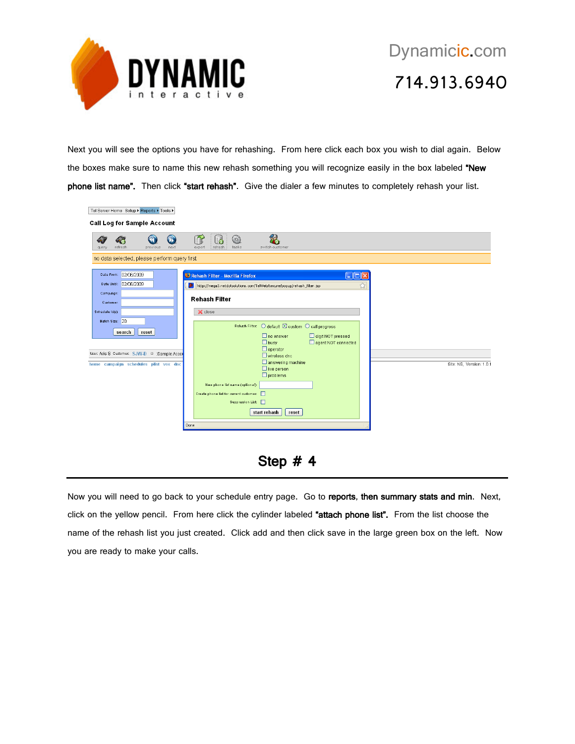Next you will see the options you have for rehashing. From here click each box you wish to dial again. Below the boxes make sure to name this new rehash something you will recognize easily in the box labeled **"New phone list name"**. Then click **"start rehash"**. Give the dialer a few minutes to completely rehash your list.

## Step # 4

Now you will need to go back to your schedule entry page. Go to **reports**, **then summary stats and min**. Next, click on the yellow pencil. From here click the cylinder labeled **"attach phone list"**. From the list choose the name of the rehash list you just created. Click add and then click save in the large green box on the left. Now you are ready to make your calls.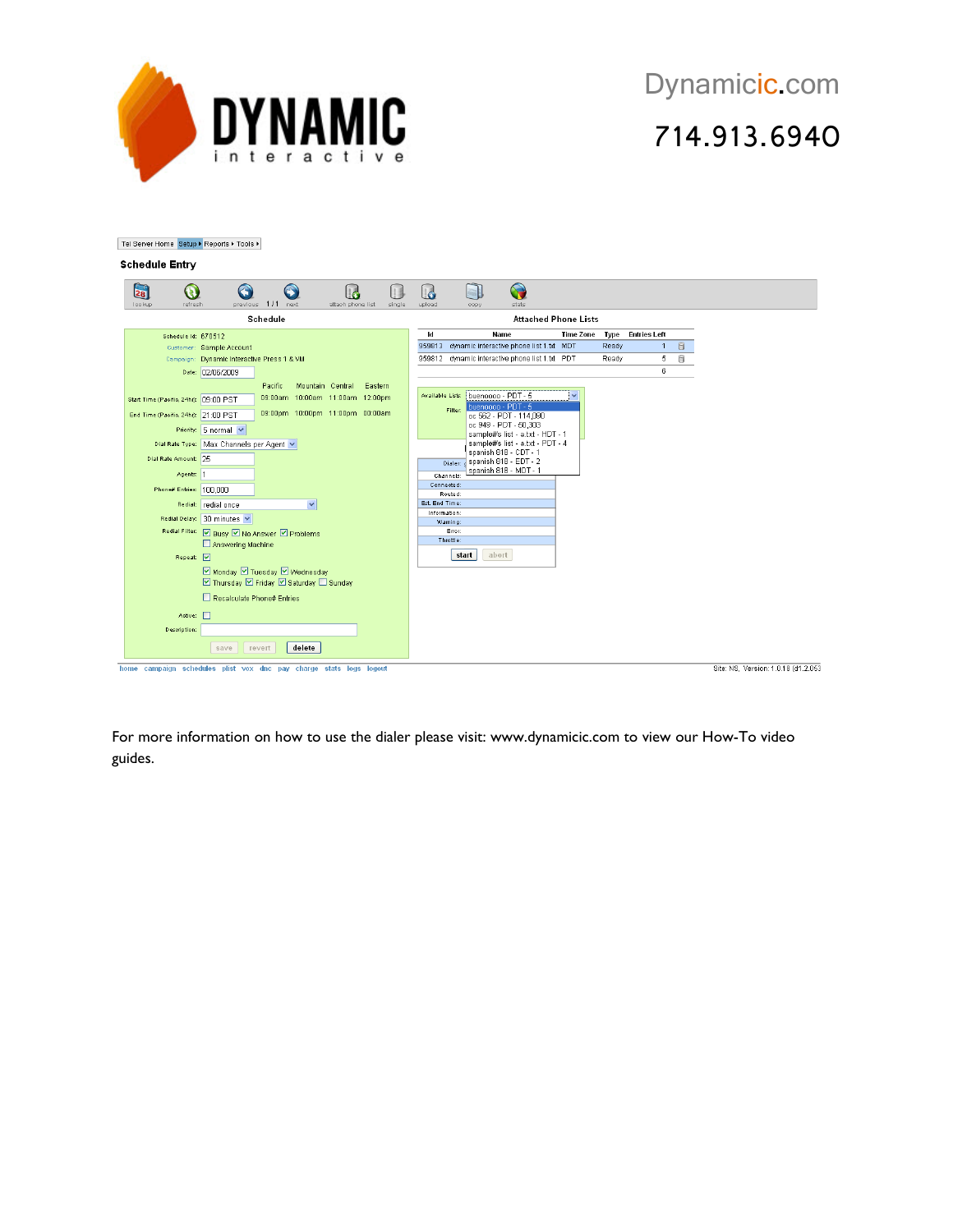Dynamicic.com

714.913.6940

Tel Server Home Setup Reports Tools

**Schedule Entry**

lookup refresh previous 1 / 1 next attach phone list single upload copy stats

**Schedule**

Schedule Id: 670512

Customer: Sample Account

Campaign: Dynamic Interactive Press 1 & VM

Date: 02/06/2009

| | Pacific | Mountain | Central | Eastern |
|---|---|---|---|---|
| Start Time (Pacific, 24hr): 09:00 PST | 09:00am | 10:00am | 11:00am | 12:00pm |
| End Time (Pacific, 24hr): 21:00 PST | 09:00pm | 10:00pm | 11:00pm | 00:00am |

Priority: 5 normal

Dial Rate Type: Max Channels per Agent

Dial Rate Amount: 25

Agents: 1

Phone# Entries: 100,000

Redial: redial once

Redial Delay: 30 minutes

Redial Filter: Busy, No Answer, Problems, Answering Machine

Repeat:

Monday, Tuesday, Wednesday, Thursday, Friday, Saturday, Sunday

Recalculate Phone# Entries

Active:

Description:

save revert delete

**Attached Phone Lists**

| Id | Name | Time Zone | Type | Entries Left |
|---|---|---|---|---|
| 959813 | dynamic interactive phone list 1.txt | MDT | Ready | 1 |
| 959812 | dynamic interactive phone list 1.txt | PDT | Ready | 5 |
| | | | | 6 |

Available Lists: buenoooo - PDT - 5

- buenoooo - PDT - 5
- oc 562 - PDT - 114,080
- oc 949 - PDT - 60,303
- sample#s list - a.txt - HDT - 1
- sample#s list - a.txt - PDT - 4
- spanish 818 - CDT - 1
- spanish 818 - EDT - 2
- spanish 818 - MDT - 1

Filter:

Dialer:

Channels:

Connected:

Routed:

Est. End Time:

Information:

Warning:

Error:

Throttle:

start abort

home campaign schedules plist vox dnc pay charge stats logs logout

Site: N9, Version: 1.0.18 (d1.2.053

For more information on how to use the dialer please visit: www.dynamicic.com to view our How-To video guides.